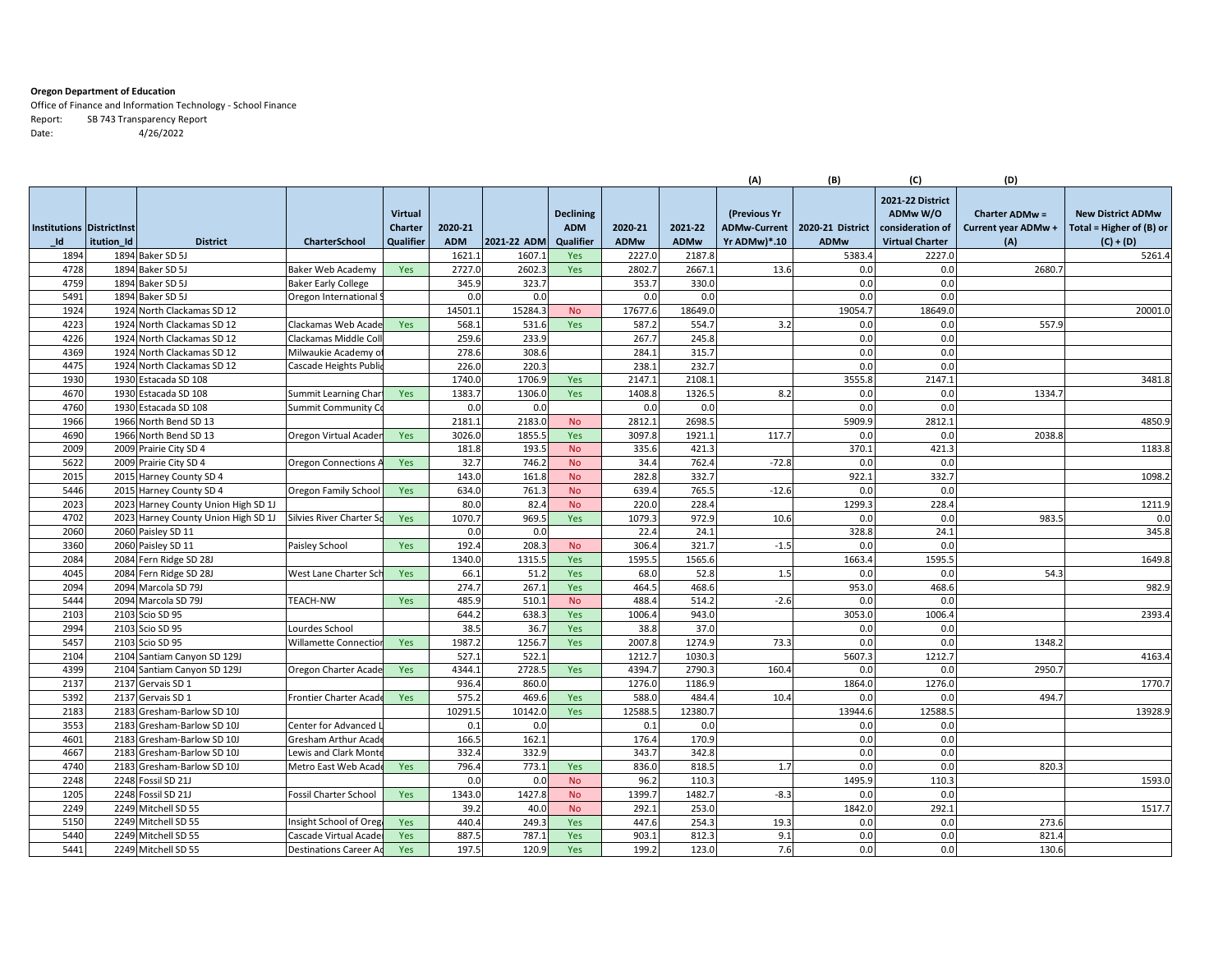**Oregon Department of Education**

Office of Finance and Information Technology - School Finance

Report: SB 743 Transparency Report

Date: 4/26/2022

| | | | | | | | | | | (A) | (B) | (C) | (D) | |
|---|---|---|---|---|---|---|---|---|---|---|---|---|---|---|
| Institutions_Id | DistrictInstitution_Id | District | CharterSchool | Virtual Charter Qualifier | 2020-21 ADM | 2021-22 ADM | Declining ADM Qualifier | 2020-21 ADMw | 2021-22 ADMw | (Previous Yr ADMw-Current Yr ADMw)*.10 | 2020-21 District ADMw | 2021-22 District ADMw W/O consideration of Virtual Charter | Charter ADMw = Current year ADMw + (A) | New District ADMw Total = Higher of (B) or (C) + (D) |
| 1894 | 1894 | Baker SD 5J | | | 1621.1 | 1607.1 | Yes | 2227.0 | 2187.8 | | 5383.4 | 2227.0 | | 5261.4 |
| 4728 | 1894 | Baker SD 5J | Baker Web Academy | Yes | 2727.0 | 2602.3 | Yes | 2802.7 | 2667.1 | 13.6 | 0.0 | 0.0 | 2680.7 | |
| 4759 | 1894 | Baker SD 5J | Baker Early College | | 345.9 | 323.7 | | 353.7 | 330.0 | | 0.0 | 0.0 | | |
| 5491 | 1894 | Baker SD 5J | Oregon International S | | 0.0 | 0.0 | | 0.0 | 0.0 | | 0.0 | 0.0 | | |
| 1924 | 1924 | North Clackamas SD 12 | | | 14501.1 | 15284.3 | No | 17677.6 | 18649.0 | | 19054.7 | 18649.0 | | 20001.0 |
| 4223 | 1924 | North Clackamas SD 12 | Clackamas Web Acade | Yes | 568.1 | 531.6 | Yes | 587.2 | 554.7 | 3.2 | 0.0 | 0.0 | 557.9 | |
| 4226 | 1924 | North Clackamas SD 12 | Clackamas Middle Coll | | 259.6 | 233.9 | | 267.7 | 245.8 | | 0.0 | 0.0 | | |
| 4369 | 1924 | North Clackamas SD 12 | Milwaukie Academy o | | 278.6 | 308.6 | | 284.1 | 315.7 | | 0.0 | 0.0 | | |
| 4475 | 1924 | North Clackamas SD 12 | Cascade Heights Publi | | 226.0 | 220.3 | | 238.1 | 232.7 | | 0.0 | 0.0 | | |
| 1930 | 1930 | Estacada SD 108 | | | 1740.0 | 1706.9 | Yes | 2147.1 | 2108.1 | | 3555.8 | 2147.1 | | 3481.8 |
| 4670 | 1930 | Estacada SD 108 | Summit Learning Char | Yes | 1383.7 | 1306.0 | Yes | 1408.8 | 1326.5 | 8.2 | 0.0 | 0.0 | 1334.7 | |
| 4760 | 1930 | Estacada SD 108 | Summit Community C | | 0.0 | 0.0 | | 0.0 | 0.0 | | 0.0 | 0.0 | | |
| 1966 | 1966 | North Bend SD 13 | | | 2181.1 | 2183.0 | No | 2812.1 | 2698.5 | | 5909.9 | 2812.1 | | 4850.9 |
| 4690 | 1966 | North Bend SD 13 | Oregon Virtual Acader | Yes | 3026.0 | 1855.5 | Yes | 3097.8 | 1921.1 | 117.7 | 0.0 | 0.0 | 2038.8 | |
| 2009 | 2009 | Prairie City SD 4 | | | 181.8 | 193.5 | No | 335.6 | 421.3 | | 370.1 | 421.3 | | 1183.8 |
| 5622 | 2009 | Prairie City SD 4 | Oregon Connections A | Yes | 32.7 | 746.2 | No | 34.4 | 762.4 | -72.8 | 0.0 | 0.0 | | |
| 2015 | 2015 | Harney County SD 4 | | | 143.0 | 161.8 | No | 282.8 | 332.7 | | 922.1 | 332.7 | | 1098.2 |
| 5446 | 2015 | Harney County SD 4 | Oregon Family School | Yes | 634.0 | 761.3 | No | 639.4 | 765.5 | -12.6 | 0.0 | 0.0 | | |
| 2023 | 2023 | Harney County Union High SD 1J | | | 80.0 | 82.4 | No | 220.0 | 228.4 | | 1299.3 | 228.4 | | 1211.9 |
| 4702 | 2023 | Harney County Union High SD 1J | Silvies River Charter Sc | Yes | 1070.7 | 969.5 | Yes | 1079.3 | 972.9 | 10.6 | 0.0 | 0.0 | 983.5 | 0.0 |
| 2060 | 2060 | Paisley SD 11 | | | 0.0 | 0.0 | | 22.4 | 24.1 | | 328.8 | 24.1 | | 345.8 |
| 3360 | 2060 | Paisley SD 11 | Paisley School | Yes | 192.4 | 208.3 | No | 306.4 | 321.7 | -1.5 | 0.0 | 0.0 | | |
| 2084 | 2084 | Fern Ridge SD 28J | | | 1340.0 | 1315.5 | Yes | 1595.5 | 1565.6 | | 1663.4 | 1595.5 | | 1649.8 |
| 4045 | 2084 | Fern Ridge SD 28J | West Lane Charter Sch | Yes | 66.1 | 51.2 | Yes | 68.0 | 52.8 | 1.5 | 0.0 | 0.0 | 54.3 | |
| 2094 | 2094 | Marcola SD 79J | | | 274.7 | 267.1 | Yes | 464.5 | 468.6 | | 953.0 | 468.6 | | 982.9 |
| 5444 | 2094 | Marcola SD 79J | TEACH-NW | Yes | 485.9 | 510.1 | No | 488.4 | 514.2 | -2.6 | 0.0 | 0.0 | | |
| 2103 | 2103 | Scio SD 95 | | | 644.2 | 638.3 | Yes | 1006.4 | 943.0 | | 3053.0 | 1006.4 | | 2393.4 |
| 2994 | 2103 | Scio SD 95 | Lourdes School | | 38.5 | 36.7 | Yes | 38.8 | 37.0 | | 0.0 | 0.0 | | |
| 5457 | 2103 | Scio SD 95 | Willamette Connectio | Yes | 1987.2 | 1256.7 | Yes | 2007.8 | 1274.9 | 73.3 | 0.0 | 0.0 | 1348.2 | |
| 2104 | 2104 | Santiam Canyon SD 129J | | | 527.1 | 522.1 | | 1212.7 | 1030.3 | | 5607.3 | 1212.7 | | 4163.4 |
| 4399 | 2104 | Santiam Canyon SD 129J | Oregon Charter Acade | Yes | 4344.1 | 2728.5 | Yes | 4394.7 | 2790.3 | 160.4 | 0.0 | 0.0 | 2950.7 | |
| 2137 | 2137 | Gervais SD 1 | | | 936.4 | 860.0 | | 1276.0 | 1186.9 | | 1864.0 | 1276.0 | | 1770.7 |
| 5392 | 2137 | Gervais SD 1 | Frontier Charter Acade | Yes | 575.2 | 469.6 | Yes | 588.0 | 484.4 | 10.4 | 0.0 | 0.0 | 494.7 | |
| 2183 | 2183 | Gresham-Barlow SD 10J | | | 10291.5 | 10142.0 | Yes | 12588.5 | 12380.7 | | 13944.6 | 12588.5 | | 13928.9 |
| 3553 | 2183 | Gresham-Barlow SD 10J | Center for Advanced L | | 0.1 | 0.0 | | 0.1 | 0.0 | | 0.0 | 0.0 | | |
| 4601 | 2183 | Gresham-Barlow SD 10J | Gresham Arthur Acade | | 166.5 | 162.1 | | 176.4 | 170.9 | | 0.0 | 0.0 | | |
| 4667 | 2183 | Gresham-Barlow SD 10J | Lewis and Clark Monte | | 332.4 | 332.9 | | 343.7 | 342.8 | | 0.0 | 0.0 | | |
| 4740 | 2183 | Gresham-Barlow SD 10J | Metro East Web Acade | Yes | 796.4 | 773.1 | Yes | 836.0 | 818.5 | 1.7 | 0.0 | 0.0 | 820.3 | |
| 2248 | 2248 | Fossil SD 21J | | | 0.0 | 0.0 | No | 96.2 | 110.3 | | 1495.9 | 110.3 | | 1593.0 |
| 1205 | 2248 | Fossil SD 21J | Fossil Charter School | Yes | 1343.0 | 1427.8 | No | 1399.7 | 1482.7 | -8.3 | 0.0 | 0.0 | | |
| 2249 | 2249 | Mitchell SD 55 | | | 39.2 | 40.0 | No | 292.1 | 253.0 | | 1842.0 | 292.1 | | 1517.7 |
| 5150 | 2249 | Mitchell SD 55 | Insight School of Oreg | Yes | 440.4 | 249.3 | Yes | 447.6 | 254.3 | 19.3 | 0.0 | 0.0 | 273.6 | |
| 5440 | 2249 | Mitchell SD 55 | Cascade Virtual Acade | Yes | 887.5 | 787.1 | Yes | 903.1 | 812.3 | 9.1 | 0.0 | 0.0 | 821.4 | |
| 5441 | 2249 | Mitchell SD 55 | Destinations Career Ac | Yes | 197.5 | 120.9 | Yes | 199.2 | 123.0 | 7.6 | 0.0 | 0.0 | 130.6 | |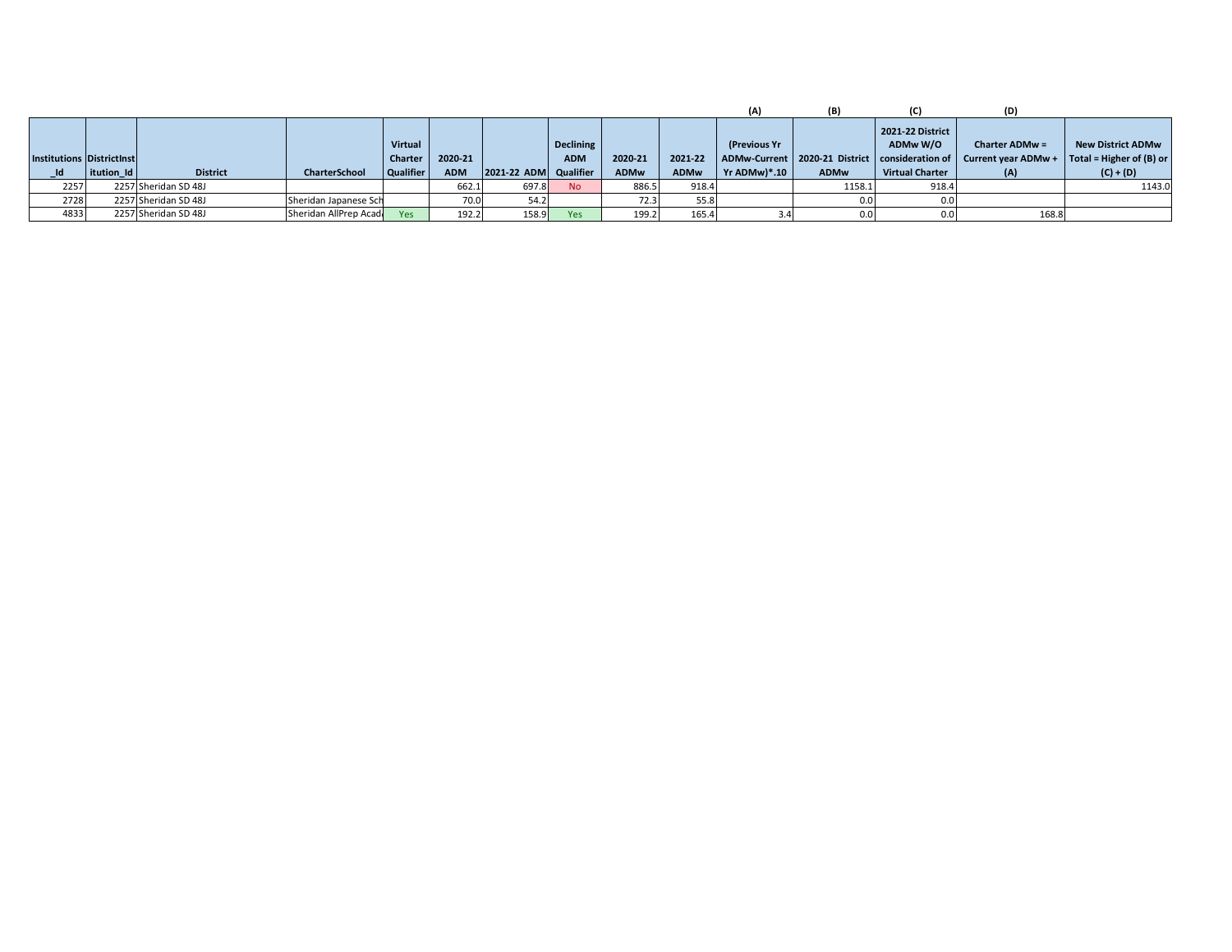| Institutions_Id | DistrictInstitution_Id | District | CharterSchool | Virtual Charter Qualifier | 2020-21 ADM | 2021-22 ADM | Declining ADM Qualifier | 2020-21 ADMw | 2021-22 ADMw | (A) (Previous Yr ADMw-Current Yr ADMw)*.10 | (B) 2020-21 District ADMw | (C) 2021-22 District ADMw W/O consideration of Virtual Charter | (D) Charter ADMw = Current year ADMw + (A) | New District ADMw Total = Higher of (B) or (C) + (D) |
|---|---|---|---|---|---|---|---|---|---|---|---|---|---|---|
| 2257 | 2257 | Sheridan SD 48J | | | 662.1 | 697.8 | No | 886.5 | 918.4 | | 1158.1 | 918.4 | | 1143.0 |
| 2728 | 2257 | Sheridan SD 48J | Sheridan Japanese Sch | | 70.0 | 54.2 | | 72.3 | 55.8 | | 0.0 | 0.0 | | |
| 4833 | 2257 | Sheridan SD 48J | Sheridan AllPrep Acad | Yes | 192.2 | 158.9 | Yes | 199.2 | 165.4 | 3.4 | 0.0 | 0.0 | 168.8 | |